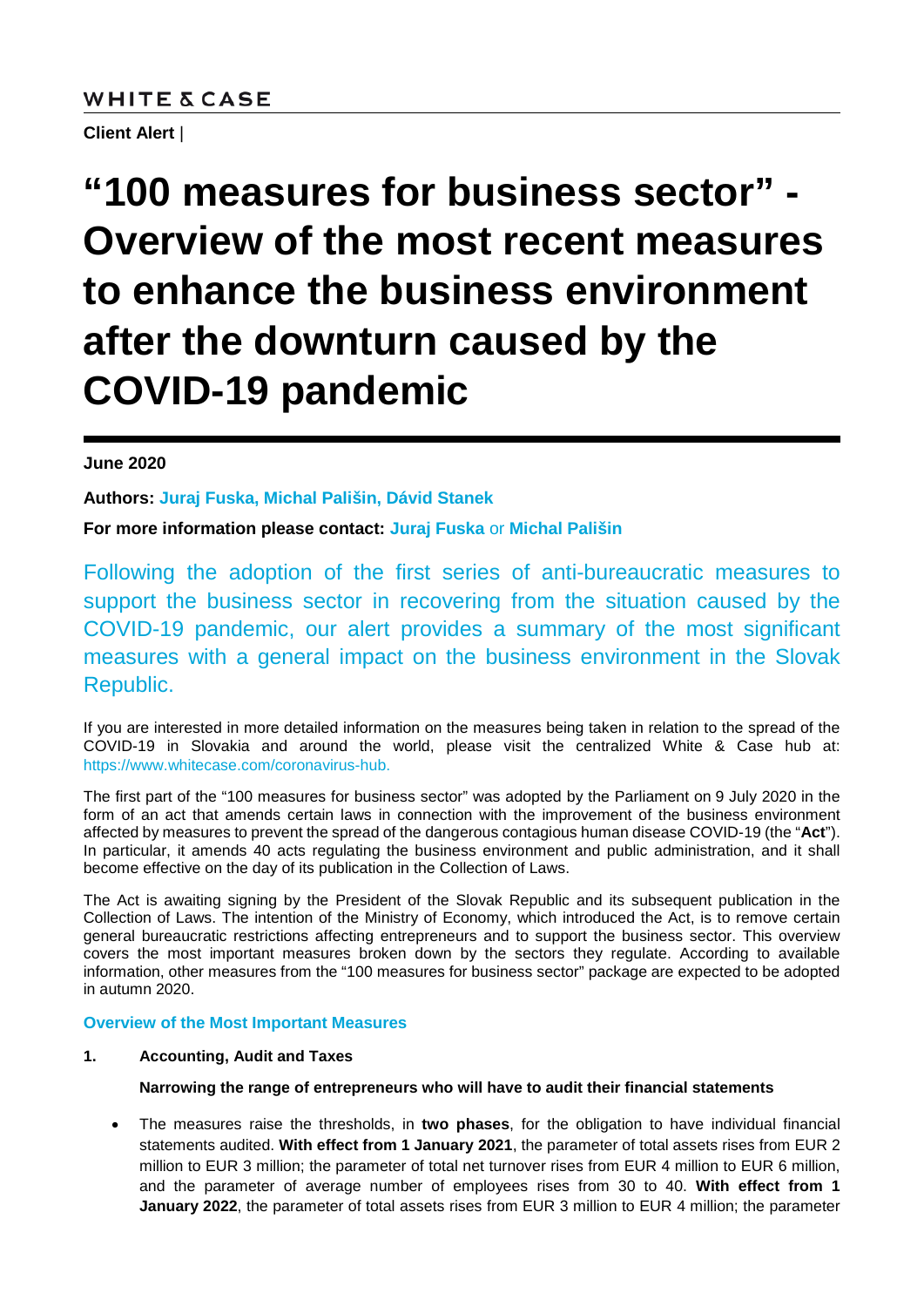WHITE & CASE

**Client Alert** |

# "100 measures for business sector" - Overview of the most recent measures to enhance the business environment after the downturn caused by the COVID-19 pandemic

**June 2020**

**Authors: Juraj Fuska, Michal Parišin, Dávid Stanek**

**For more information please contact: Juraj Fuska** or **Michal Parišin**

Following the adoption of the first series of anti-bureaucratic measures to support the business sector in recovering from the situation caused by the COVID-19 pandemic, our alert provides a summary of the most significant measures with a general impact on the business environment in the Slovak Republic.

If you are interested in more detailed information on the measures being taken in relation to the spread of the COVID-19 in Slovakia and around the world, please visit the centralized White & Case hub at: https://www.whitecase.com/coronavirus-hub.

The first part of the "100 measures for business sector" was adopted by the Parliament on 9 July 2020 in the form of an act that amends certain laws in connection with the improvement of the business environment affected by measures to prevent the spread of the dangerous contagious human disease COVID-19 (the "**Act**"). In particular, it amends 40 acts regulating the business environment and public administration, and it shall become effective on the day of its publication in the Collection of Laws.

The Act is awaiting signing by the President of the Slovak Republic and its subsequent publication in the Collection of Laws. The intention of the Ministry of Economy, which introduced the Act, is to remove certain general bureaucratic restrictions affecting entrepreneurs and to support the business sector. This overview covers the most important measures broken down by the sectors they regulate. According to available information, other measures from the "100 measures for business sector" package are expected to be adopted in autumn 2020.

## Overview of the Most Important Measures

### 1. Accounting, Audit and Taxes

**Narrowing the range of entrepreneurs who will have to audit their financial statements**

- The measures raise the thresholds, in **two phases**, for the obligation to have individual financial statements audited. **With effect from 1 January 2021**, the parameter of total assets rises from EUR 2 million to EUR 3 million; the parameter of total net turnover rises from EUR 4 million to EUR 6 million, and the parameter of average number of employees rises from 30 to 40. **With effect from 1 January 2022**, the parameter of total assets rises from EUR 3 million to EUR 4 million; the parameter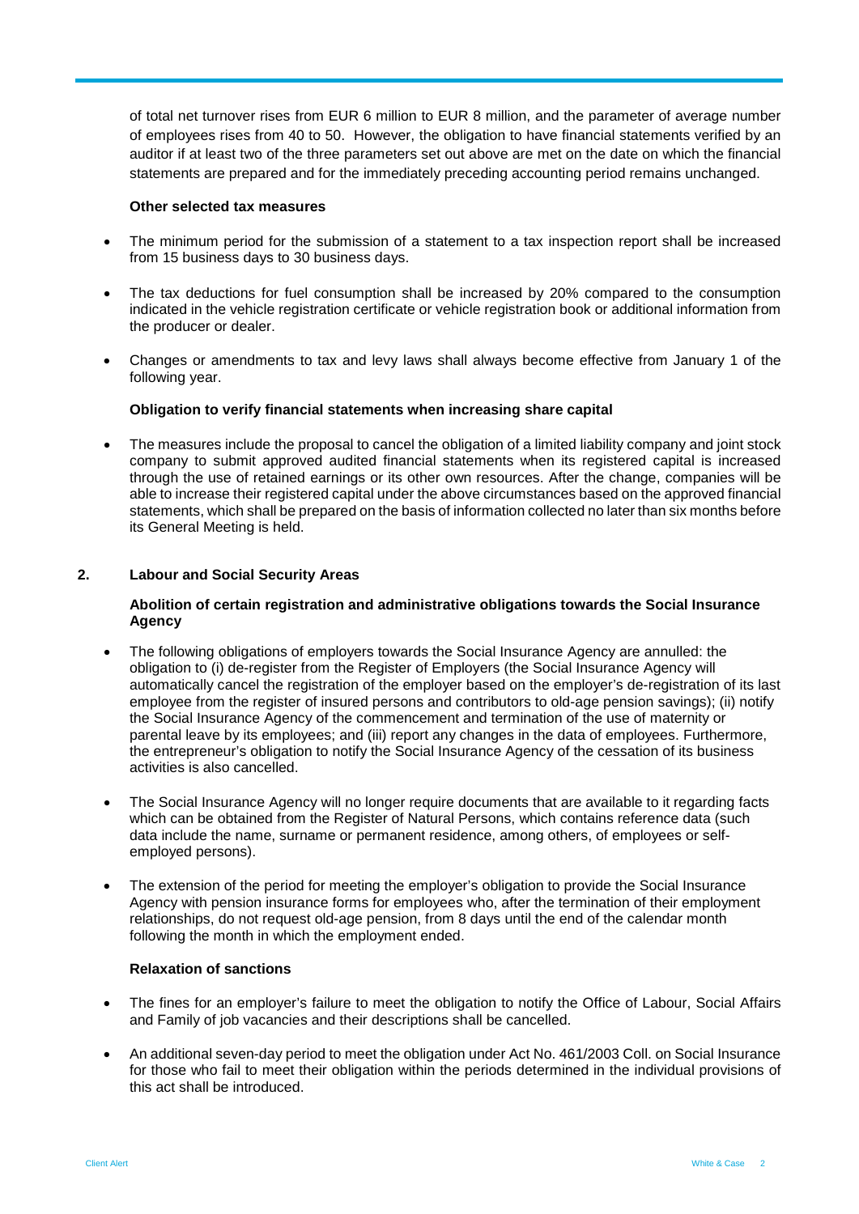of total net turnover rises from EUR 6 million to EUR 8 million, and the parameter of average number of employees rises from 40 to 50. However, the obligation to have financial statements verified by an auditor if at least two of the three parameters set out above are met on the date on which the financial statements are prepared and for the immediately preceding accounting period remains unchanged.

**Other selected tax measures**

- The minimum period for the submission of a statement to a tax inspection report shall be increased from 15 business days to 30 business days.
- The tax deductions for fuel consumption shall be increased by 20% compared to the consumption indicated in the vehicle registration certificate or vehicle registration book or additional information from the producer or dealer.
- Changes or amendments to tax and levy laws shall always become effective from January 1 of the following year.

**Obligation to verify financial statements when increasing share capital**

- The measures include the proposal to cancel the obligation of a limited liability company and joint stock company to submit approved audited financial statements when its registered capital is increased through the use of retained earnings or its other own resources. After the change, companies will be able to increase their registered capital under the above circumstances based on the approved financial statements, which shall be prepared on the basis of information collected no later than six months before its General Meeting is held.

## 2. Labour and Social Security Areas

**Abolition of certain registration and administrative obligations towards the Social Insurance Agency**

- The following obligations of employers towards the Social Insurance Agency are annulled: the obligation to (i) de-register from the Register of Employers (the Social Insurance Agency will automatically cancel the registration of the employer based on the employer's de-registration of its last employee from the register of insured persons and contributors to old-age pension savings); (ii) notify the Social Insurance Agency of the commencement and termination of the use of maternity or parental leave by its employees; and (iii) report any changes in the data of employees. Furthermore, the entrepreneur's obligation to notify the Social Insurance Agency of the cessation of its business activities is also cancelled.
- The Social Insurance Agency will no longer require documents that are available to it regarding facts which can be obtained from the Register of Natural Persons, which contains reference data (such data include the name, surname or permanent residence, among others, of employees or self-employed persons).
- The extension of the period for meeting the employer's obligation to provide the Social Insurance Agency with pension insurance forms for employees who, after the termination of their employment relationships, do not request old-age pension, from 8 days until the end of the calendar month following the month in which the employment ended.

**Relaxation of sanctions**

- The fines for an employer's failure to meet the obligation to notify the Office of Labour, Social Affairs and Family of job vacancies and their descriptions shall be cancelled.
- An additional seven-day period to meet the obligation under Act No. 461/2003 Coll. on Social Insurance for those who fail to meet their obligation within the periods determined in the individual provisions of this act shall be introduced.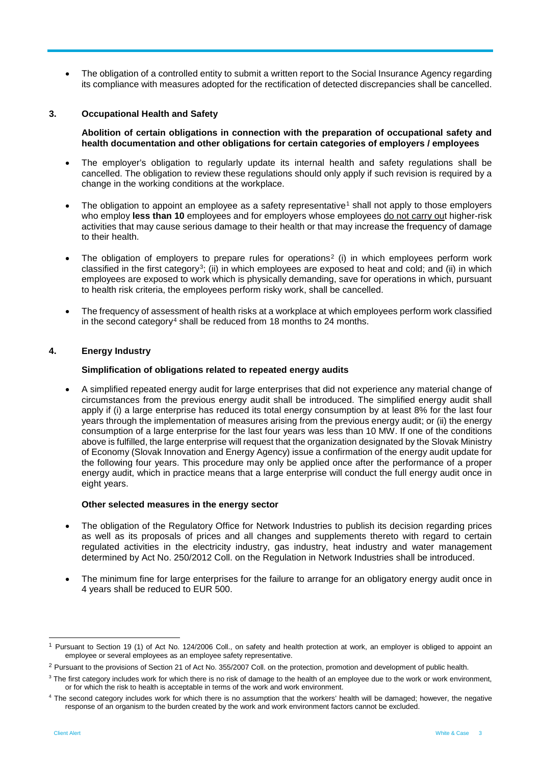- The obligation of a controlled entity to submit a written report to the Social Insurance Agency regarding its compliance with measures adopted for the rectification of detected discrepancies shall be cancelled.

### 3. Occupational Health and Safety

**Abolition of certain obligations in connection with the preparation of occupational safety and health documentation and other obligations for certain categories of employers / employees**

- The employer's obligation to regularly update its internal health and safety regulations shall be cancelled. The obligation to review these regulations should only apply if such revision is required by a change in the working conditions at the workplace.
- The obligation to appoint an employee as a safety representative[1] shall not apply to those employers who employ **less than 10** employees and for employers whose employees do not carry out higher-risk activities that may cause serious damage to their health or that may increase the frequency of damage to their health.
- The obligation of employers to prepare rules for operations[2] (i) in which employees perform work classified in the first category[3]; (ii) in which employees are exposed to heat and cold; and (ii) in which employees are exposed to work which is physically demanding, save for operations in which, pursuant to health risk criteria, the employees perform risky work, shall be cancelled.
- The frequency of assessment of health risks at a workplace at which employees perform work classified in the second category[4] shall be reduced from 18 months to 24 months.

### 4. Energy Industry

**Simplification of obligations related to repeated energy audits**

- A simplified repeated energy audit for large enterprises that did not experience any material change of circumstances from the previous energy audit shall be introduced. The simplified energy audit shall apply if (i) a large enterprise has reduced its total energy consumption by at least 8% for the last four years through the implementation of measures arising from the previous energy audit; or (ii) the energy consumption of a large enterprise for the last four years was less than 10 MW. If one of the conditions above is fulfilled, the large enterprise will request that the organization designated by the Slovak Ministry of Economy (Slovak Innovation and Energy Agency) issue a confirmation of the energy audit update for the following four years. This procedure may only be applied once after the performance of a proper energy audit, which in practice means that a large enterprise will conduct the full energy audit once in eight years.

**Other selected measures in the energy sector**

- The obligation of the Regulatory Office for Network Industries to publish its decision regarding prices as well as its proposals of prices and all changes and supplements thereto with regard to certain regulated activities in the electricity industry, gas industry, heat industry and water management determined by Act No. 250/2012 Coll. on the Regulation in Network Industries shall be introduced.
- The minimum fine for large enterprises for the failure to arrange for an obligatory energy audit once in 4 years shall be reduced to EUR 500.

---

[1] Pursuant to Section 19 (1) of Act No. 124/2006 Coll., on safety and health protection at work, an employer is obliged to appoint an employee or several employees as an employee safety representative.

[2] Pursuant to the provisions of Section 21 of Act No. 355/2007 Coll. on the protection, promotion and development of public health.

[3] The first category includes work for which there is no risk of damage to the health of an employee due to the work or work environment, or for which the risk to health is acceptable in terms of the work and work environment.

[4] The second category includes work for which there is no assumption that the workers' health will be damaged; however, the negative response of an organism to the burden created by the work and work environment factors cannot be excluded.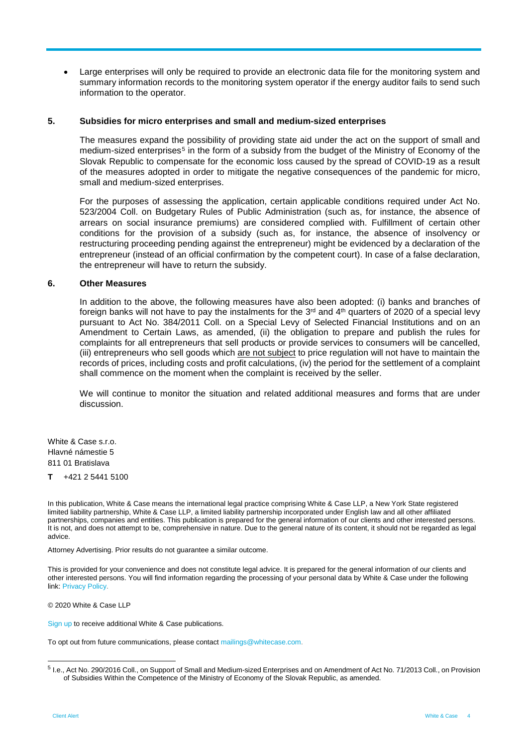- Large enterprises will only be required to provide an electronic data file for the monitoring system and summary information records to the monitoring system operator if the energy auditor fails to send such information to the operator.

## 5. Subsidies for micro enterprises and small and medium-sized enterprises

The measures expand the possibility of providing state aid under the act on the support of small and medium-sized enterprises[5] in the form of a subsidy from the budget of the Ministry of Economy of the Slovak Republic to compensate for the economic loss caused by the spread of COVID-19 as a result of the measures adopted in order to mitigate the negative consequences of the pandemic for micro, small and medium-sized enterprises.

For the purposes of assessing the application, certain applicable conditions required under Act No. 523/2004 Coll. on Budgetary Rules of Public Administration (such as, for instance, the absence of arrears on social insurance premiums) are considered complied with. Fulfillment of certain other conditions for the provision of a subsidy (such as, for instance, the absence of insolvency or restructuring proceeding pending against the entrepreneur) might be evidenced by a declaration of the entrepreneur (instead of an official confirmation by the competent court). In case of a false declaration, the entrepreneur will have to return the subsidy.

## 6. Other Measures

In addition to the above, the following measures have also been adopted: (i) banks and branches of foreign banks will not have to pay the instalments for the 3rd and 4th quarters of 2020 of a special levy pursuant to Act No. 384/2011 Coll. on a Special Levy of Selected Financial Institutions and on an Amendment to Certain Laws, as amended, (ii) the obligation to prepare and publish the rules for complaints for all entrepreneurs that sell products or provide services to consumers will be cancelled, (iii) entrepreneurs who sell goods which are not subject to price regulation will not have to maintain the records of prices, including costs and profit calculations, (iv) the period for the settlement of a complaint shall commence on the moment when the complaint is received by the seller.

We will continue to monitor the situation and related additional measures and forms that are under discussion.

White & Case s.r.o.
Hlavné námestie 5
811 01 Bratislava

**T** +421 2 5441 5100

In this publication, White & Case means the international legal practice comprising White & Case LLP, a New York State registered limited liability partnership, White & Case LLP, a limited liability partnership incorporated under English law and all other affiliated partnerships, companies and entities. This publication is prepared for the general information of our clients and other interested persons. It is not, and does not attempt to be, comprehensive in nature. Due to the general nature of its content, it should not be regarded as legal advice.

Attorney Advertising. Prior results do not guarantee a similar outcome.

This is provided for your convenience and does not constitute legal advice. It is prepared for the general information of our clients and other interested persons. You will find information regarding the processing of your personal data by White & Case under the following link: Privacy Policy.

© 2020 White & Case LLP

Sign up to receive additional White & Case publications.

To opt out from future communications, please contact mailings@whitecase.com.

---

[5] I.e., Act No. 290/2016 Coll., on Support of Small and Medium-sized Enterprises and on Amendment of Act No. 71/2013 Coll., on Provision of Subsidies Within the Competence of the Ministry of Economy of the Slovak Republic, as amended.